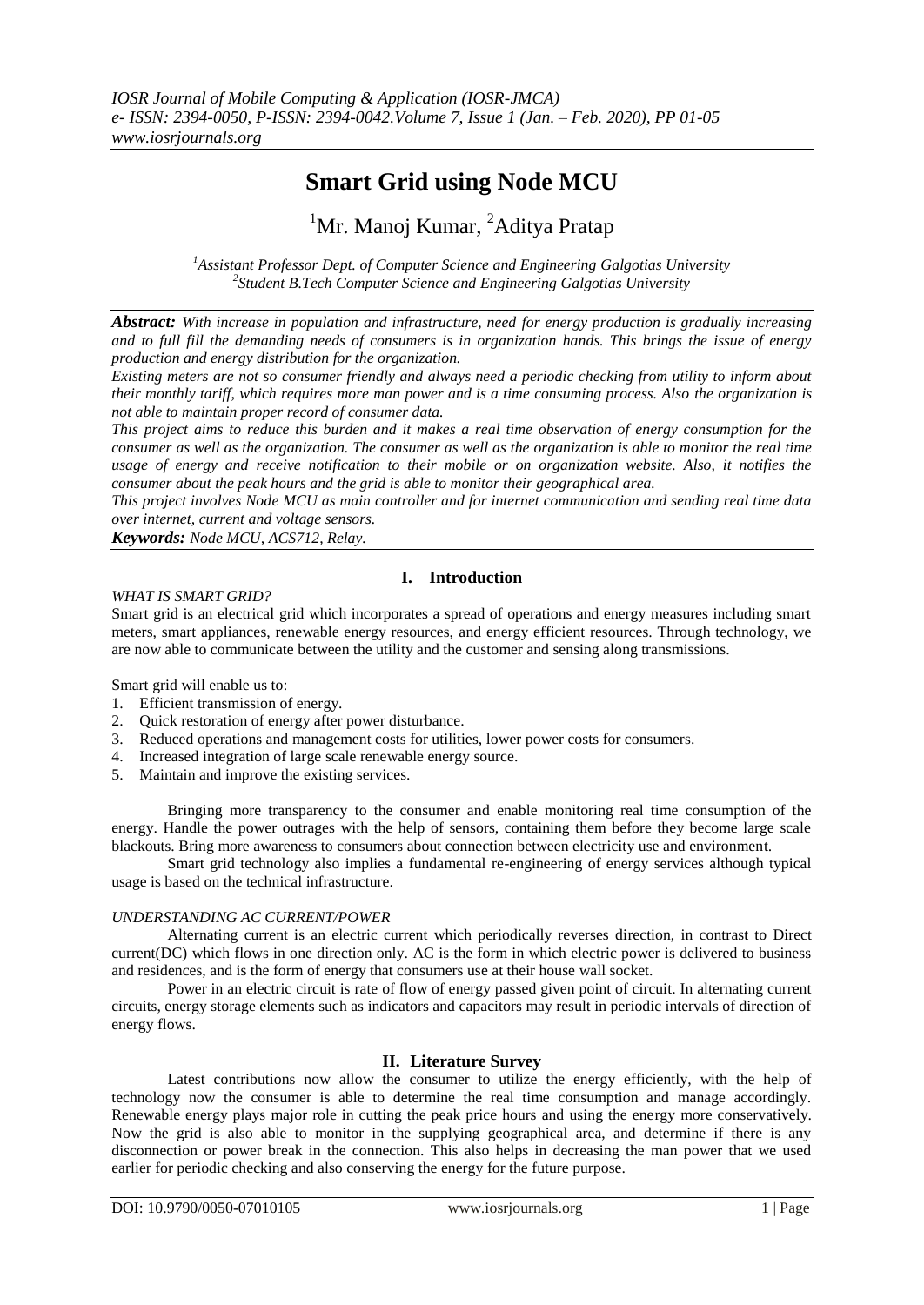# Smart Grid using Node MCU

[1]Mr. Manoj Kumar, [2]Aditya Pratap

[1]*Assistant Professor Dept. of Computer Science and Engineering Galgotias University*
[2]*Student B.Tech Computer Science and Engineering Galgotias University*

***Abstract:*** *With increase in population and infrastructure, need for energy production is gradually increasing and to full fill the demanding needs of consumers is in organization hands. This brings the issue of energy production and energy distribution for the organization.*

*Existing meters are not so consumer friendly and always need a periodic checking from utility to inform about their monthly tariff, which requires more man power and is a time consuming process. Also the organization is not able to maintain proper record of consumer data.*

*This project aims to reduce this burden and it makes a real time observation of energy consumption for the consumer as well as the organization. The consumer as well as the organization is able to monitor the real time usage of energy and receive notification to their mobile or on organization website. Also, it notifies the consumer about the peak hours and the grid is able to monitor their geographical area.*

*This project involves Node MCU as main controller and for internet communication and sending real time data over internet, current and voltage sensors.*

***Keywords:*** *Node MCU, ACS712, Relay.*

## I. Introduction

*WHAT IS SMART GRID?*

Smart grid is an electrical grid which incorporates a spread of operations and energy measures including smart meters, smart appliances, renewable energy resources, and energy efficient resources. Through technology, we are now able to communicate between the utility and the customer and sensing along transmissions.

Smart grid will enable us to:

1. Efficient transmission of energy.
2. Quick restoration of energy after power disturbance.
3. Reduced operations and management costs for utilities, lower power costs for consumers.
4. Increased integration of large scale renewable energy source.
5. Maintain and improve the existing services.

Bringing more transparency to the consumer and enable monitoring real time consumption of the energy. Handle the power outrages with the help of sensors, containing them before they become large scale blackouts. Bring more awareness to consumers about connection between electricity use and environment.

Smart grid technology also implies a fundamental re-engineering of energy services although typical usage is based on the technical infrastructure.

*UNDERSTANDING AC CURRENT/POWER*

Alternating current is an electric current which periodically reverses direction, in contrast to Direct current(DC) which flows in one direction only. AC is the form in which electric power is delivered to business and residences, and is the form of energy that consumers use at their house wall socket.

Power in an electric circuit is rate of flow of energy passed given point of circuit. In alternating current circuits, energy storage elements such as indicators and capacitors may result in periodic intervals of direction of energy flows.

## II. Literature Survey

Latest contributions now allow the consumer to utilize the energy efficiently, with the help of technology now the consumer is able to determine the real time consumption and manage accordingly. Renewable energy plays major role in cutting the peak price hours and using the energy more conservatively. Now the grid is also able to monitor in the supplying geographical area, and determine if there is any disconnection or power break in the connection. This also helps in decreasing the man power that we used earlier for periodic checking and also conserving the energy for the future purpose.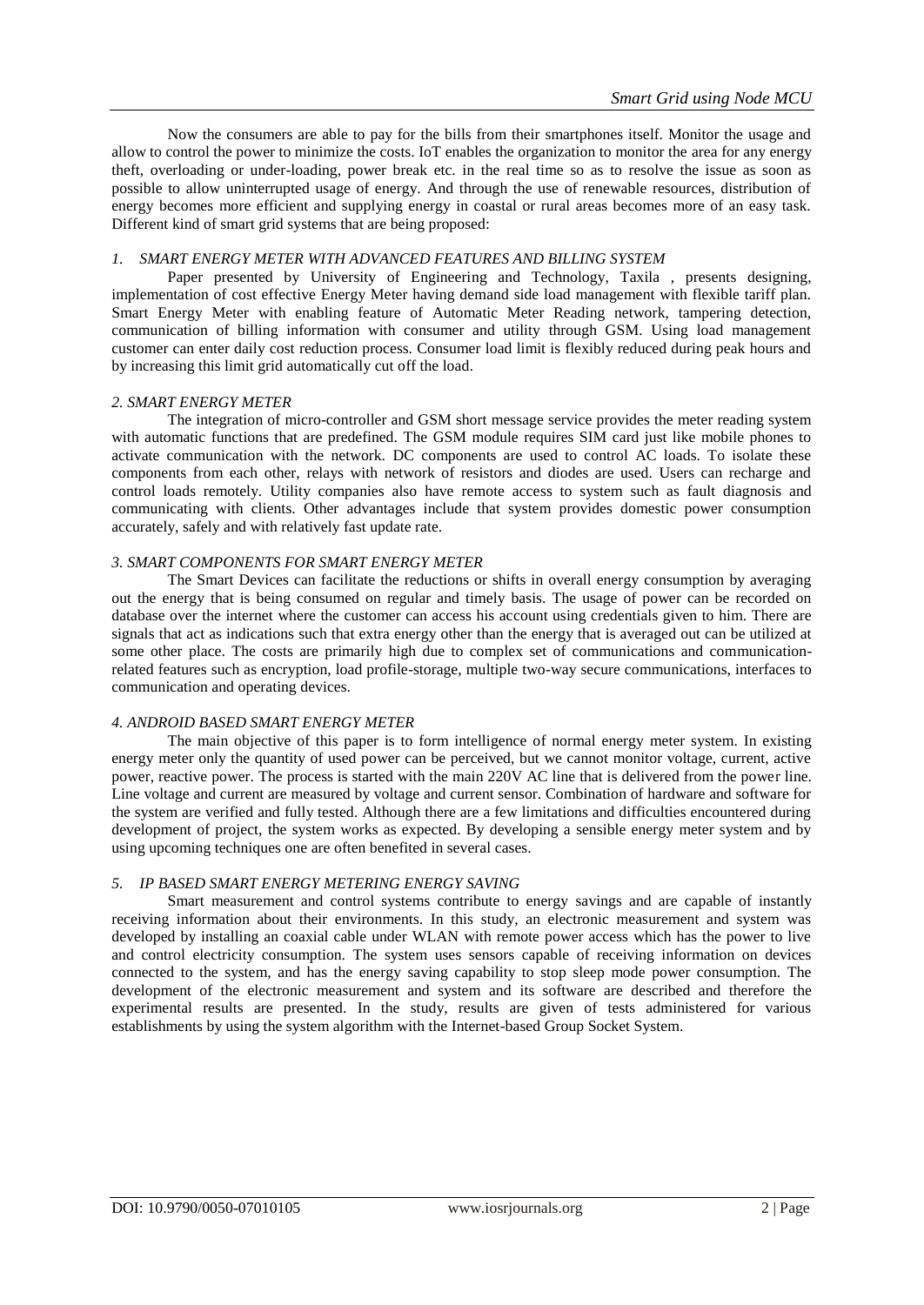Now the consumers are able to pay for the bills from their smartphones itself. Monitor the usage and allow to control the power to minimize the costs. IoT enables the organization to monitor the area for any energy theft, overloading or under-loading, power break etc. in the real time so as to resolve the issue as soon as possible to allow uninterrupted usage of energy. And through the use of renewable resources, distribution of energy becomes more efficient and supplying energy in coastal or rural areas becomes more of an easy task. Different kind of smart grid systems that are being proposed:

### *1. SMART ENERGY METER WITH ADVANCED FEATURES AND BILLING SYSTEM*

Paper presented by University of Engineering and Technology, Taxila , presents designing, implementation of cost effective Energy Meter having demand side load management with flexible tariff plan. Smart Energy Meter with enabling feature of Automatic Meter Reading network, tampering detection, communication of billing information with consumer and utility through GSM. Using load management customer can enter daily cost reduction process. Consumer load limit is flexibly reduced during peak hours and by increasing this limit grid automatically cut off the load.

### *2. SMART ENERGY METER*

The integration of micro-controller and GSM short message service provides the meter reading system with automatic functions that are predefined. The GSM module requires SIM card just like mobile phones to activate communication with the network. DC components are used to control AC loads. To isolate these components from each other, relays with network of resistors and diodes are used. Users can recharge and control loads remotely. Utility companies also have remote access to system such as fault diagnosis and communicating with clients. Other advantages include that system provides domestic power consumption accurately, safely and with relatively fast update rate.

### *3. SMART COMPONENTS FOR SMART ENERGY METER*

The Smart Devices can facilitate the reductions or shifts in overall energy consumption by averaging out the energy that is being consumed on regular and timely basis. The usage of power can be recorded on database over the internet where the customer can access his account using credentials given to him. There are signals that act as indications such that extra energy other than the energy that is averaged out can be utilized at some other place. The costs are primarily high due to complex set of communications and communication-related features such as encryption, load profile-storage, multiple two-way secure communications, interfaces to communication and operating devices.

### *4. ANDROID BASED SMART ENERGY METER*

The main objective of this paper is to form intelligence of normal energy meter system. In existing energy meter only the quantity of used power can be perceived, but we cannot monitor voltage, current, active power, reactive power. The process is started with the main 220V AC line that is delivered from the power line. Line voltage and current are measured by voltage and current sensor. Combination of hardware and software for the system are verified and fully tested. Although there are a few limitations and difficulties encountered during development of project, the system works as expected. By developing a sensible energy meter system and by using upcoming techniques one are often benefited in several cases.

### *5. IP BASED SMART ENERGY METERING ENERGY SAVING*

Smart measurement and control systems contribute to energy savings and are capable of instantly receiving information about their environments. In this study, an electronic measurement and system was developed by installing an coaxial cable under WLAN with remote power access which has the power to live and control electricity consumption. The system uses sensors capable of receiving information on devices connected to the system, and has the energy saving capability to stop sleep mode power consumption. The development of the electronic measurement and system and its software are described and therefore the experimental results are presented. In the study, results are given of tests administered for various establishments by using the system algorithm with the Internet-based Group Socket System.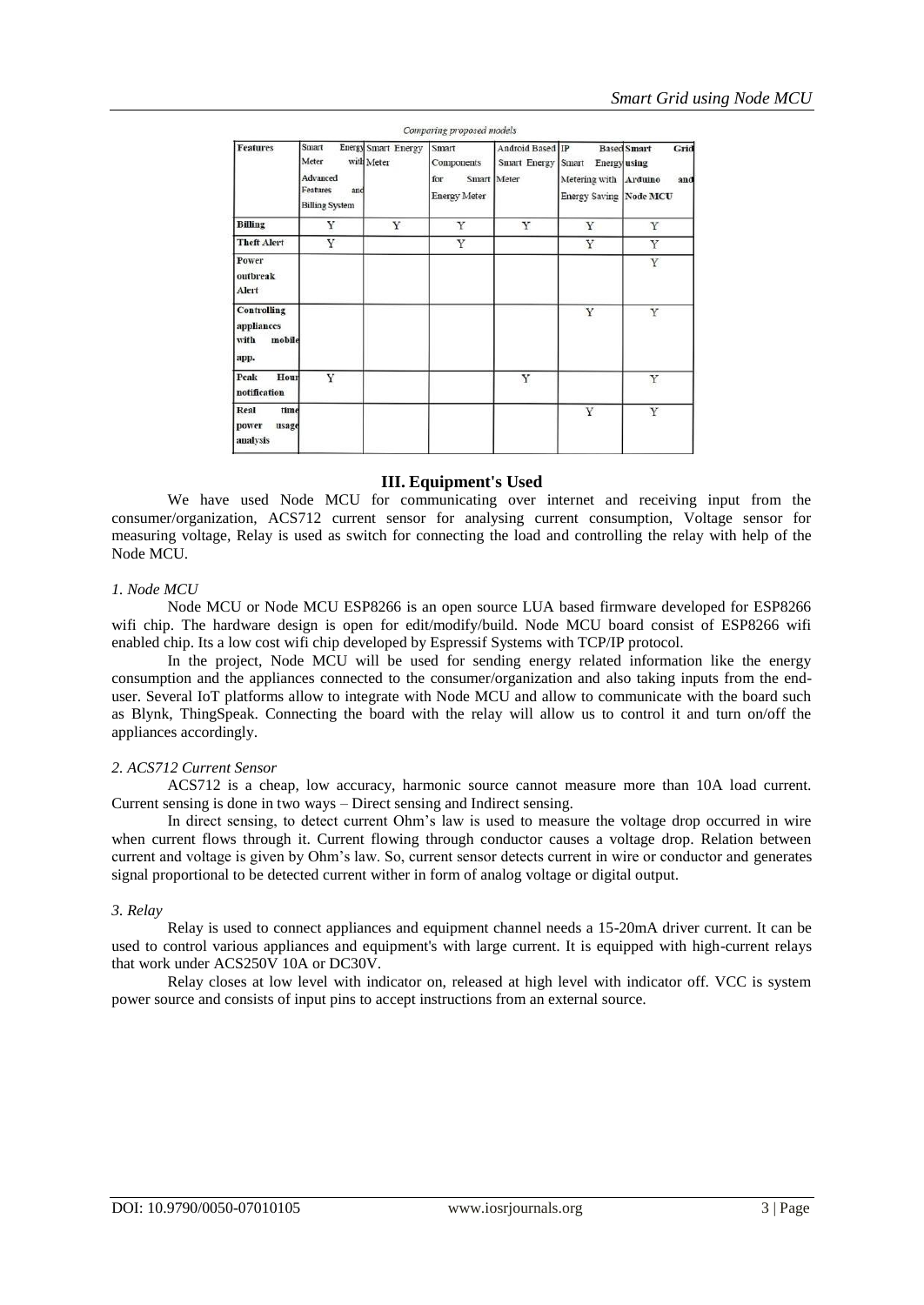*Comparing proposed models*

| Features | Smart Energy Meter with Advanced Features and Billing System | Smart Energy Meter | Smart Components for Smart Energy Meter | Android Based Smart Energy Meter | IP Based Smart Energy Metering with Energy Saving | Smart Grid using Arduino and Node MCU |
|---|---|---|---|---|---|---|
| Billing | Y | Y | Y | Y | Y | Y |
| Theft Alert | Y | | Y | | Y | Y |
| Power outbreak Alert | | | | | | Y |
| Controlling appliances with mobile app. | | | | | Y | Y |
| Peak Hour notification | Y | | | Y | | Y |
| Real time power usage analysis | | | | | Y | Y |

## III. Equipment's Used

We have used Node MCU for communicating over internet and receiving input from the consumer/organization, ACS712 current sensor for analysing current consumption, Voltage sensor for measuring voltage, Relay is used as switch for connecting the load and controlling the relay with help of the Node MCU.

### *1. Node MCU*

Node MCU or Node MCU ESP8266 is an open source LUA based firmware developed for ESP8266 wifi chip. The hardware design is open for edit/modify/build. Node MCU board consist of ESP8266 wifi enabled chip. Its a low cost wifi chip developed by Espressif Systems with TCP/IP protocol.

In the project, Node MCU will be used for sending energy related information like the energy consumption and the appliances connected to the consumer/organization and also taking inputs from the end-user. Several IoT platforms allow to integrate with Node MCU and allow to communicate with the board such as Blynk, ThingSpeak. Connecting the board with the relay will allow us to control it and turn on/off the appliances accordingly.

### *2. ACS712 Current Sensor*

ACS712 is a cheap, low accuracy, harmonic source cannot measure more than 10A load current. Current sensing is done in two ways – Direct sensing and Indirect sensing.

In direct sensing, to detect current Ohm's law is used to measure the voltage drop occurred in wire when current flows through it. Current flowing through conductor causes a voltage drop. Relation between current and voltage is given by Ohm's law. So, current sensor detects current in wire or conductor and generates signal proportional to be detected current wither in form of analog voltage or digital output.

### *3. Relay*

Relay is used to connect appliances and equipment channel needs a 15-20mA driver current. It can be used to control various appliances and equipment's with large current. It is equipped with high-current relays that work under ACS250V 10A or DC30V.

Relay closes at low level with indicator on, released at high level with indicator off. VCC is system power source and consists of input pins to accept instructions from an external source.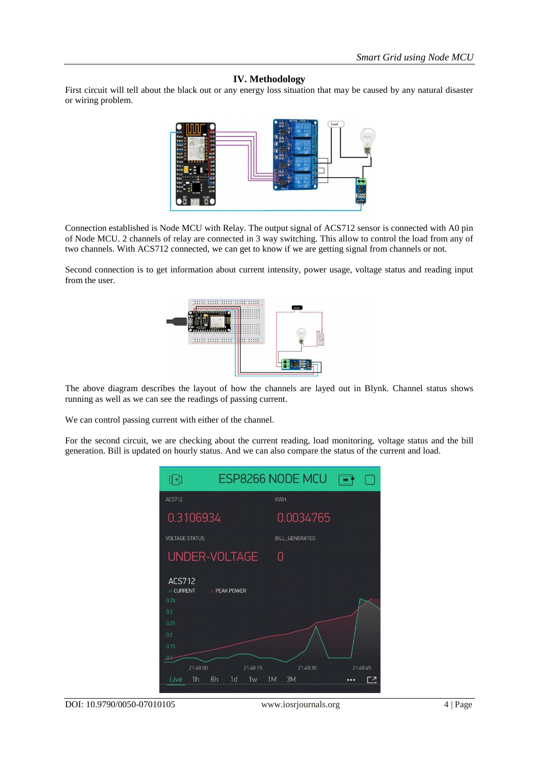## IV. Methodology

First circuit will tell about the black out or any energy loss situation that may be caused by any natural disaster or wiring problem.

Connection established is Node MCU with Relay. The output signal of ACS712 sensor is connected with A0 pin of Node MCU. 2 channels of relay are connected in 3 way switching. This allow to control the load from any of two channels. With ACS712 connected, we can get to know if we are getting signal from channels or not.

Second connection is to get information about current intensity, power usage, voltage status and reading input from the user.

The above diagram describes the layout of how the channels are layed out in Blynk. Channel status shows running as well as we can see the readings of passing current.

We can control passing current with either of the channel.

For the second circuit, we are checking about the current reading, load monitoring, voltage status and the bill generation. Bill is updated on hourly status. And we can also compare the status of the current and load.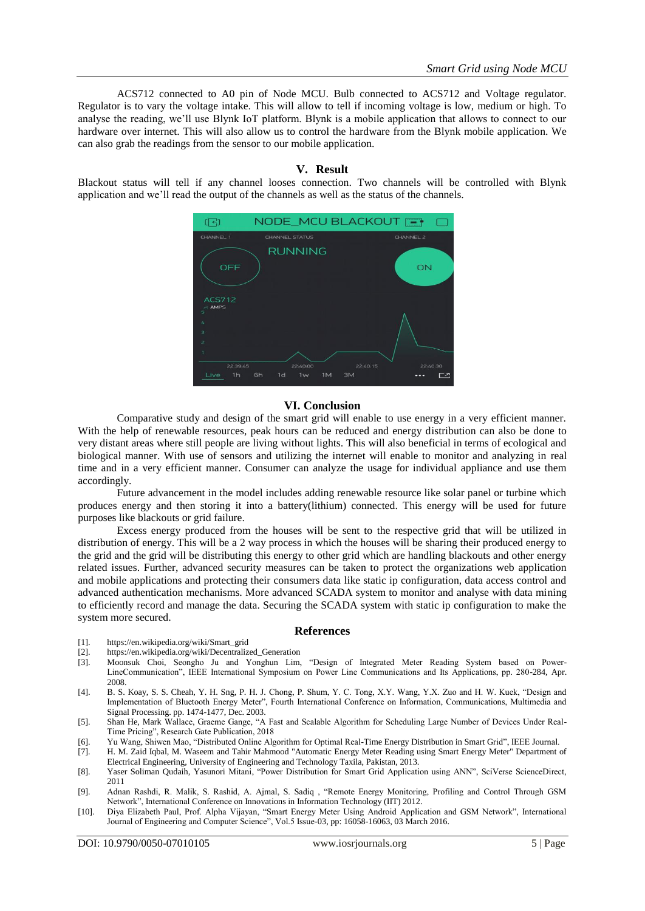ACS712 connected to A0 pin of Node MCU. Bulb connected to ACS712 and Voltage regulator. Regulator is to vary the voltage intake. This will allow to tell if incoming voltage is low, medium or high. To analyse the reading, we'll use Blynk IoT platform. Blynk is a mobile application that allows to connect to our hardware over internet. This will also allow us to control the hardware from the Blynk mobile application. We can also grab the readings from the sensor to our mobile application.

## V. Result

Blackout status will tell if any channel looses connection. Two channels will be controlled with Blynk application and we'll read the output of the channels as well as the status of the channels.

NODE_MCU BLACKOUT

CHANNEL 1

CHANNEL STATUS

CHANNEL 2

RUNNING

OFF

ON

ACS712

AMPS

5

4

3

2

1

22:39:45

22:40:00

22:40:15

22:40:30

Live 1h 6h 1d 1w 1M 3M

## VI. Conclusion

Comparative study and design of the smart grid will enable to use energy in a very efficient manner. With the help of renewable resources, peak hours can be reduced and energy distribution can also be done to very distant areas where still people are living without lights. This will also beneficial in terms of ecological and biological manner. With use of sensors and utilizing the internet will enable to monitor and analyzing in real time and in a very efficient manner. Consumer can analyze the usage for individual appliance and use them accordingly.

Future advancement in the model includes adding renewable resource like solar panel or turbine which produces energy and then storing it into a battery(lithium) connected. This energy will be used for future purposes like blackouts or grid failure.

Excess energy produced from the houses will be sent to the respective grid that will be utilized in distribution of energy. This will be a 2 way process in which the houses will be sharing their produced energy to the grid and the grid will be distributing this energy to other grid which are handling blackouts and other energy related issues. Further, advanced security measures can be taken to protect the organizations web application and mobile applications and protecting their consumers data like static ip configuration, data access control and advanced authentication mechanisms. More advanced SCADA system to monitor and analyse with data mining to efficiently record and manage the data. Securing the SCADA system with static ip configuration to make the system more secured.

## References

[1]. https://en.wikipedia.org/wiki/Smart_grid

[2]. https://en.wikipedia.org/wiki/Decentralized_Generation

[3]. Moonsuk Choi, Seongho Ju and Yonghun Lim, "Design of Integrated Meter Reading System based on Power-LineCommunication", IEEE International Symposium on Power Line Communications and Its Applications, pp. 280-284, Apr. 2008.

[4]. B. S. Koay, S. S. Cheah, Y. H. Sng, P. H. J. Chong, P. Shum, Y. C. Tong, X.Y. Wang, Y.X. Zuo and H. W. Kuek, "Design and Implementation of Bluetooth Energy Meter", Fourth International Conference on Information, Communications, Multimedia and Signal Processing. pp. 1474-1477, Dec. 2003.

[5]. Shan He, Mark Wallace, Graeme Gange, "A Fast and Scalable Algorithm for Scheduling Large Number of Devices Under Real-Time Pricing", Research Gate Publication, 2018

[6]. Yu Wang, Shiwen Mao, "Distributed Online Algorithm for Optimal Real-Time Energy Distribution in Smart Grid", IEEE Journal.

[7]. H. M. Zaid Iqbal, M. Waseem and Tahir Mahmood "Automatic Energy Meter Reading using Smart Energy Meter" Department of Electrical Engineering, University of Engineering and Technology Taxila, Pakistan, 2013.

[8]. Yaser Soliman Qudaih, Yasunori Mitani, "Power Distribution for Smart Grid Application using ANN", SciVerse ScienceDirect, 2011

[9]. Adnan Rashdi, R. Malik, S. Rashid, A. Ajmal, S. Sadiq , "Remote Energy Monitoring, Profiling and Control Through GSM Network", International Conference on Innovations in Information Technology (IIT) 2012.

[10]. Diya Elizabeth Paul, Prof. Alpha Vijayan, "Smart Energy Meter Using Android Application and GSM Network", International Journal of Engineering and Computer Science", Vol.5 Issue-03, pp: 16058-16063, 03 March 2016.